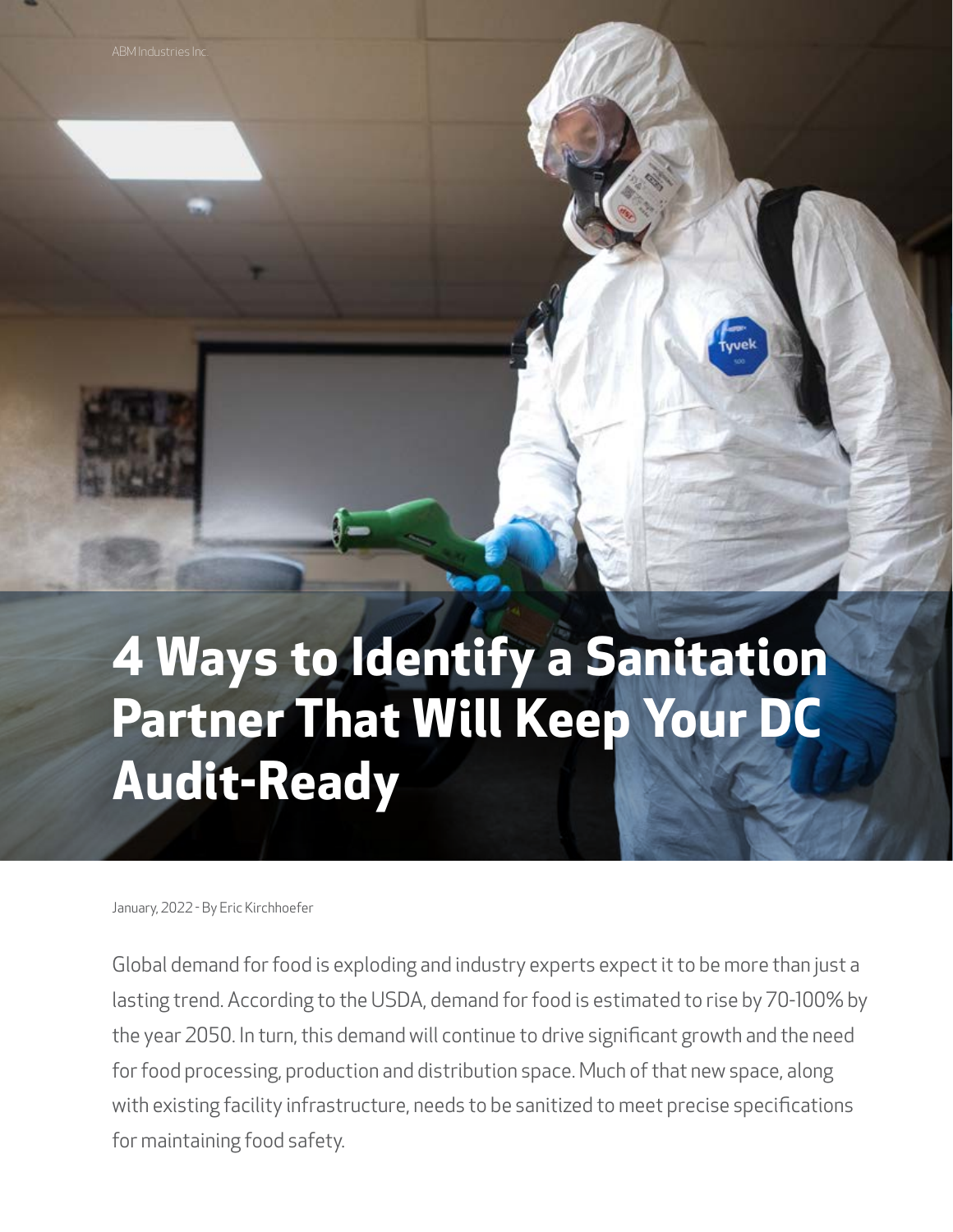ABM Industries Inc.

# 4 Ways to Identify a Sanitation Partner That Will Keep Your DC Audit-Ready

January, 2022 - By Eric Kirchhoefer

Global demand for food is exploding and industry experts expect it to be more than just a lasting trend. According to the USDA, demand for food is estimated to rise by 70-100% by the year 2050. In turn, this demand will continue to drive significant growth and the need for food processing, production and distribution space. Much of that new space, along with existing facility infrastructure, needs to be sanitized to meet precise specifications for maintaining food safety.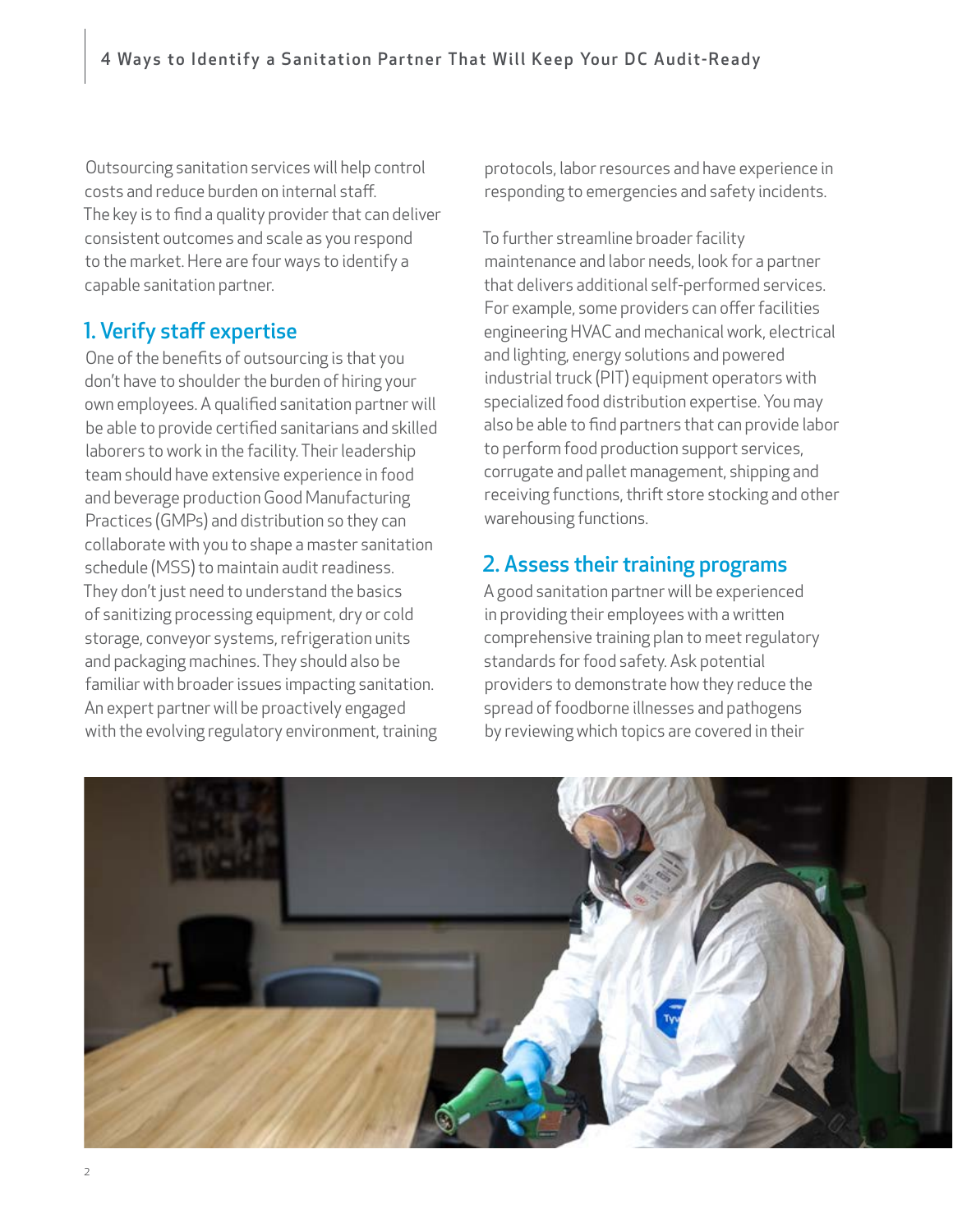Outsourcing sanitation services will help control costs and reduce burden on internal staff. The key is to find a quality provider that can deliver consistent outcomes and scale as you respond to the market. Here are four ways to identify a capable sanitation partner.

## 1. Verify staff expertise

One of the benefits of outsourcing is that you don't have to shoulder the burden of hiring your own employees. A qualified sanitation partner will be able to provide certified sanitarians and skilled laborers to work in the facility. Their leadership team should have extensive experience in food and beverage production Good Manufacturing Practices (GMPs) and distribution so they can collaborate with you to shape a master sanitation schedule (MSS) to maintain audit readiness. They don't just need to understand the basics of sanitizing processing equipment, dry or cold storage, conveyor systems, refrigeration units and packaging machines. They should also be familiar with broader issues impacting sanitation. An expert partner will be proactively engaged with the evolving regulatory environment, training protocols, labor resources and have experience in responding to emergencies and safety incidents.

To further streamline broader facility maintenance and labor needs, look for a partner that delivers additional self-performed services. For example, some providers can offer facilities engineering HVAC and mechanical work, electrical and lighting, energy solutions and powered industrial truck (PIT) equipment operators with specialized food distribution expertise. You may also be able to find partners that can provide labor to perform food production support services, corrugate and pallet management, shipping and receiving functions, thrift store stocking and other warehousing functions.

## 2. Assess their training programs

A good sanitation partner will be experienced in providing their employees with a written comprehensive training plan to meet regulatory standards for food safety. Ask potential providers to demonstrate how they reduce the spread of foodborne illnesses and pathogens by reviewing which topics are covered in their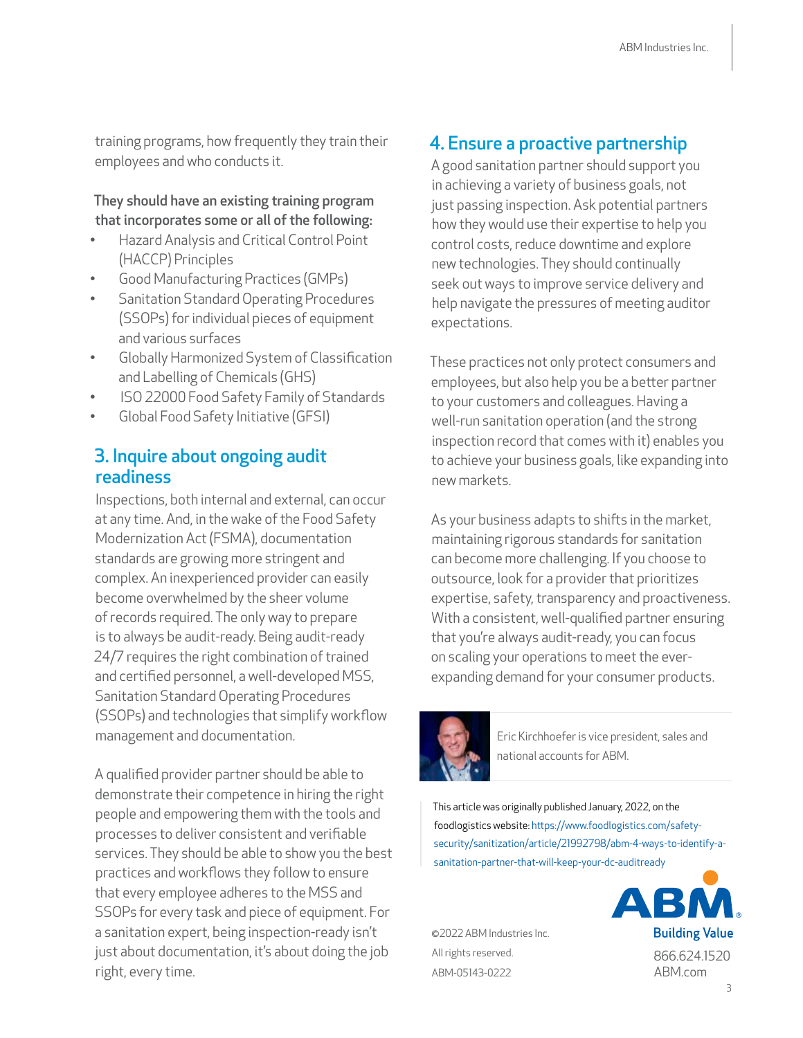training programs, how frequently they train their employees and who conducts it.

**They should have an existing training program that incorporates some or all of the following:**

- Hazard Analysis and Critical Control Point (HACCP) Principles
- Good Manufacturing Practices (GMPs)
- Sanitation Standard Operating Procedures (SSOPs) for individual pieces of equipment and various surfaces
- Globally Harmonized System of Classification and Labelling of Chemicals (GHS)
- ISO 22000 Food Safety Family of Standards
- Global Food Safety Initiative (GFSI)

## 3. Inquire about ongoing audit readiness

Inspections, both internal and external, can occur at any time. And, in the wake of the Food Safety Modernization Act (FSMA), documentation standards are growing more stringent and complex. An inexperienced provider can easily become overwhelmed by the sheer volume of records required. The only way to prepare is to always be audit-ready. Being audit-ready 24/7 requires the right combination of trained and certified personnel, a well-developed MSS, Sanitation Standard Operating Procedures (SSOPs) and technologies that simplify workflow management and documentation.

A qualified provider partner should be able to demonstrate their competence in hiring the right people and empowering them with the tools and processes to deliver consistent and verifiable services. They should be able to show you the best practices and workflows they follow to ensure that every employee adheres to the MSS and SSOPs for every task and piece of equipment. For a sanitation expert, being inspection-ready isn't just about documentation, it's about doing the job right, every time.

## 4. Ensure a proactive partnership

A good sanitation partner should support you in achieving a variety of business goals, not just passing inspection. Ask potential partners how they would use their expertise to help you control costs, reduce downtime and explore new technologies. They should continually seek out ways to improve service delivery and help navigate the pressures of meeting auditor expectations.

These practices not only protect consumers and employees, but also help you be a better partner to your customers and colleagues. Having a well-run sanitation operation (and the strong inspection record that comes with it) enables you to achieve your business goals, like expanding into new markets.

As your business adapts to shifts in the market, maintaining rigorous standards for sanitation can become more challenging. If you choose to outsource, look for a provider that prioritizes expertise, safety, transparency and proactiveness. With a consistent, well-qualified partner ensuring that you're always audit-ready, you can focus on scaling your operations to meet the ever-expanding demand for your consumer products.

Eric Kirchhoefer is vice president, sales and national accounts for ABM.

This article was originally published January, 2022, on the foodlogistics website: https://www.foodlogistics.com/safety-security/sanitization/article/21992798/abm-4-ways-to-identify-a-sanitation-partner-that-will-keep-your-dc-auditready

©2022 ABM Industries Inc.
All rights reserved.
ABM-05143-0222

ABM
Building Value
866.624.1520
ABM.com